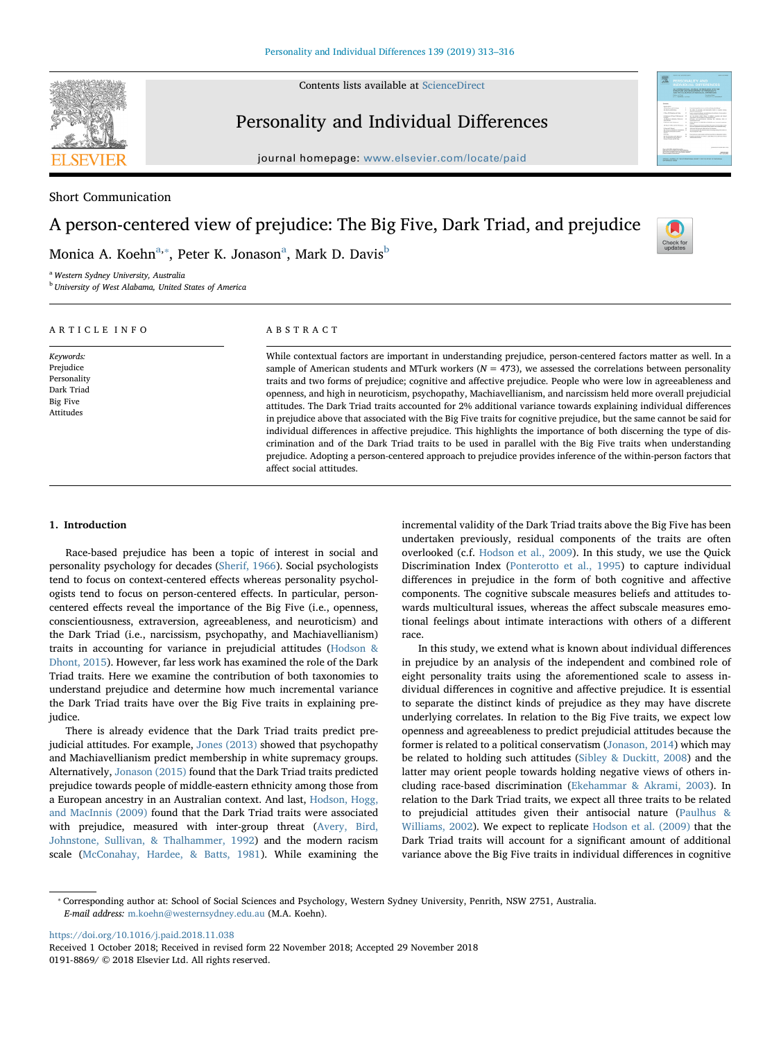Short Communication

# A person-centered view of prejudice: The Big Five, Dark Triad, and prejudice

Monica A. Koehn[a,*], Peter K. Jonason[a], Mark D. Davis[b]

[a] Western Sydney University, Australia

[b] University of West Alabama, United States of America

ARTICLE INFO

*Keywords:*
Prejudice
Personality
Dark Triad
Big Five
Attitudes

ABSTRACT

While contextual factors are important in understanding prejudice, person-centered factors matter as well. In a sample of American students and MTurk workers ($N$ = 473), we assessed the correlations between personality traits and two forms of prejudice; cognitive and affective prejudice. People who were low in agreeableness and openness, and high in neuroticism, psychopathy, Machiavellianism, and narcissism held more overall prejudicial attitudes. The Dark Triad traits accounted for 2% additional variance towards explaining individual differences in prejudice above that associated with the Big Five traits for cognitive prejudice, but the same cannot be said for individual differences in affective prejudice. This highlights the importance of both discerning the type of discrimination and of the Dark Triad traits to be used in parallel with the Big Five traits when understanding prejudice. Adopting a person-centered approach to prejudice provides inference of the within-person factors that affect social attitudes.

## 1. Introduction

Race-based prejudice has been a topic of interest in social and personality psychology for decades (Sherif, 1966). Social psychologists tend to focus on context-centered effects whereas personality psychologists tend to focus on person-centered effects. In particular, person-centered effects reveal the importance of the Big Five (i.e., openness, conscientiousness, extraversion, agreeableness, and neuroticism) and the Dark Triad (i.e., narcissism, psychopathy, and Machiavellianism) traits in accounting for variance in prejudicial attitudes (Hodson & Dhont, 2015). However, far less work has examined the role of the Dark Triad traits. Here we examine the contribution of both taxonomies to understand prejudice and determine how much incremental variance the Dark Triad traits have over the Big Five traits in explaining prejudice.

There is already evidence that the Dark Triad traits predict prejudicial attitudes. For example, Jones (2013) showed that psychopathy and Machiavellianism predict membership in white supremacy groups. Alternatively, Jonason (2015) found that the Dark Triad traits predicted prejudice towards people of middle-eastern ethnicity among those from a European ancestry in an Australian context. And last, Hodson, Hogg, and MacInnis (2009) found that the Dark Triad traits were associated with prejudice, measured with inter-group threat (Avery, Bird, Johnstone, Sullivan, & Thalhammer, 1992) and the modern racism scale (McConahay, Hardee, & Batts, 1981). While examining the incremental validity of the Dark Triad traits above the Big Five has been undertaken previously, residual components of the traits are often overlooked (c.f. Hodson et al., 2009). In this study, we use the Quick Discrimination Index (Ponterotto et al., 1995) to capture individual differences in prejudice in the form of both cognitive and affective components. The cognitive subscale measures beliefs and attitudes towards multicultural issues, whereas the affect subscale measures emotional feelings about intimate interactions with others of a different race.

In this study, we extend what is known about individual differences in prejudice by an analysis of the independent and combined role of eight personality traits using the aforementioned scale to assess individual differences in cognitive and affective prejudice. It is essential to separate the distinct kinds of prejudice as they may have discrete underlying correlates. In relation to the Big Five traits, we expect low openness and agreeableness to predict prejudicial attitudes because the former is related to a political conservatism (Jonason, 2014) which may be related to holding such attitudes (Sibley & Duckitt, 2008) and the latter may orient people towards holding negative views of others including race-based discrimination (Ekehammar & Akrami, 2003). In relation to the Dark Triad traits, we expect all three traits to be related to prejudicial attitudes given their antisocial nature (Paulhus & Williams, 2002). We expect to replicate Hodson et al. (2009) that the Dark Triad traits will account for a significant amount of additional variance above the Big Five traits in individual differences in cognitive

* Corresponding author at: School of Social Sciences and Psychology, Western Sydney University, Penrith, NSW 2751, Australia.
*E-mail address:* m.koehn@westernsydney.edu.au (M.A. Koehn).

https://doi.org/10.1016/j.paid.2018.11.038
Received 1 October 2018; Received in revised form 22 November 2018; Accepted 29 November 2018
0191-8869/ © 2018 Elsevier Ltd. All rights reserved.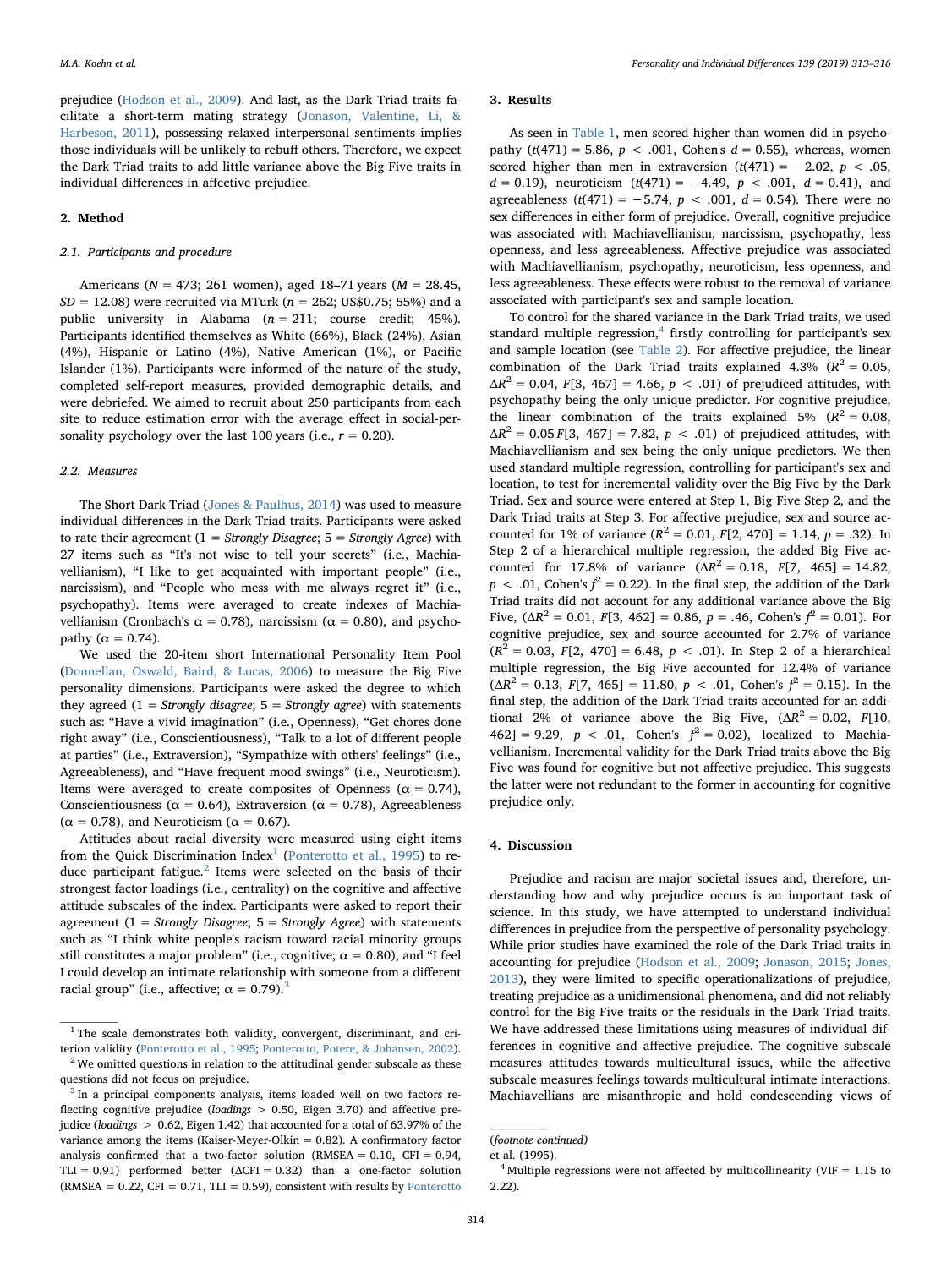prejudice (Hodson et al., 2009). And last, as the Dark Triad traits facilitate a short-term mating strategy (Jonason, Valentine, Li, & Harbeson, 2011), possessing relaxed interpersonal sentiments implies those individuals will be unlikely to rebuff others. Therefore, we expect the Dark Triad traits to add little variance above the Big Five traits in individual differences in affective prejudice.

## 2. Method

### 2.1. Participants and procedure

Americans ($N = 473$; 261 women), aged 18–71 years ($M = 28.45$, $SD = 12.08$) were recruited via MTurk ($n = 262$; US$0.75; 55%) and a public university in Alabama ($n = 211$; course credit; 45%). Participants identified themselves as White (66%), Black (24%), Asian (4%), Hispanic or Latino (4%), Native American (1%), or Pacific Islander (1%). Participants were informed of the nature of the study, completed self-report measures, provided demographic details, and were debriefed. We aimed to recruit about 250 participants from each site to reduce estimation error with the average effect in social-personality psychology over the last 100 years (i.e., $r = 0.20$).

### 2.2. Measures

The Short Dark Triad (Jones & Paulhus, 2014) was used to measure individual differences in the Dark Triad traits. Participants were asked to rate their agreement (1 = *Strongly Disagree*; 5 = *Strongly Agree*) with 27 items such as "It's not wise to tell your secrets" (i.e., Machiavellianism), "I like to get acquainted with important people" (i.e., narcissism), and "People who mess with me always regret it" (i.e., psychopathy). Items were averaged to create indexes of Machiavellianism (Cronbach's $\alpha = 0.78$), narcissism ($\alpha = 0.80$), and psychopathy ($\alpha = 0.74$).

We used the 20-item short International Personality Item Pool (Donnellan, Oswald, Baird, & Lucas, 2006) to measure the Big Five personality dimensions. Participants were asked the degree to which they agreed (1 = *Strongly disagree*; 5 = *Strongly agree*) with statements such as: "Have a vivid imagination" (i.e., Openness), "Get chores done right away" (i.e., Conscientiousness), "Talk to a lot of different people at parties" (i.e., Extraversion), "Sympathize with others' feelings" (i.e., Agreeableness), and "Have frequent mood swings" (i.e., Neuroticism). Items were averaged to create composites of Openness ($\alpha = 0.74$), Conscientiousness ($\alpha = 0.64$), Extraversion ($\alpha = 0.78$), Agreeableness ($\alpha = 0.78$), and Neuroticism ($\alpha = 0.67$).

Attitudes about racial diversity were measured using eight items from the Quick Discrimination Index[1] (Ponterotto et al., 1995) to reduce participant fatigue.[2] Items were selected on the basis of their strongest factor loadings (i.e., centrality) on the cognitive and affective attitude subscales of the index. Participants were asked to report their agreement (1 = *Strongly Disagree*; 5 = *Strongly Agree*) with statements such as "I think white people's racism toward racial minority groups still constitutes a major problem" (i.e., cognitive; $\alpha = 0.80$), and "I feel I could develop an intimate relationship with someone from a different racial group" (i.e., affective; $\alpha = 0.79$).[3]

## 3. Results

As seen in Table 1, men scored higher than women did in psychopathy ($t(471) = 5.86$, $p < .001$, Cohen's $d = 0.55$), whereas, women scored higher than men in extraversion ($t(471) = -2.02$, $p < .05$, $d = 0.19$), neuroticism ($t(471) = -4.49$, $p < .001$, $d = 0.41$), and agreeableness ($t(471) = -5.74$, $p < .001$, $d = 0.54$). There were no sex differences in either form of prejudice. Overall, cognitive prejudice was associated with Machiavellianism, narcissism, psychopathy, less openness, and less agreeableness. Affective prejudice was associated with Machiavellianism, psychopathy, neuroticism, less openness, and less agreeableness. These effects were robust to the removal of variance associated with participant's sex and sample location.

To control for the shared variance in the Dark Triad traits, we used standard multiple regression,[4] firstly controlling for participant's sex and sample location (see Table 2). For affective prejudice, the linear combination of the Dark Triad traits explained 4.3% ($R^2 = 0.05$, $\Delta R^2 = 0.04$, $F[3, 467] = 4.66$, $p < .01$) of prejudiced attitudes, with psychopathy being the only unique predictor. For cognitive prejudice, the linear combination of the traits explained 5% ($R^2 = 0.08$, $\Delta R^2 = 0.05\, F[3, 467] = 7.82$, $p < .01$) of prejudiced attitudes, with Machiavellianism and sex being the only unique predictors. We then used standard multiple regression, controlling for participant's sex and location, to test for incremental validity over the Big Five by the Dark Triad. Sex and source were entered at Step 1, Big Five Step 2, and the Dark Triad traits at Step 3. For affective prejudice, sex and source accounted for 1% of variance ($R^2 = 0.01$, $F[2, 470] = 1.14$, $p = .32$). In Step 2 of a hierarchical multiple regression, the added Big Five accounted for 17.8% of variance ($\Delta R^2 = 0.18$, $F[7, 465] = 14.82$, $p < .01$, Cohen's $f^2 = 0.22$). In the final step, the addition of the Dark Triad traits did not account for any additional variance above the Big Five, ($\Delta R^2 = 0.01$, $F[3, 462] = 0.86$, $p = .46$, Cohen's $f^2 = 0.01$). For cognitive prejudice, sex and source accounted for 2.7% of variance ($R^2 = 0.03$, $F[2, 470] = 6.48$, $p < .01$). In Step 2 of a hierarchical multiple regression, the Big Five accounted for 12.4% of variance ($\Delta R^2 = 0.13$, $F[7, 465] = 11.80$, $p < .01$, Cohen's $f^2 = 0.15$). In the final step, the addition of the Dark Triad traits accounted for an additional 2% of variance above the Big Five, ($\Delta R^2 = 0.02$, $F[10, 462] = 9.29$, $p < .01$, Cohen's $f^2 = 0.02$), localized to Machiavellianism. Incremental validity for the Dark Triad traits above the Big Five was found for cognitive but not affective prejudice. This suggests the latter were not redundant to the former in accounting for cognitive prejudice only.

## 4. Discussion

Prejudice and racism are major societal issues and, therefore, understanding how and why prejudice occurs is an important task of science. In this study, we have attempted to understand individual differences in prejudice from the perspective of personality psychology. While prior studies have examined the role of the Dark Triad traits in accounting for prejudice (Hodson et al., 2009; Jonason, 2015; Jones, 2013), they were limited to specific operationalizations of prejudice, treating prejudice as a unidimensional phenomena, and did not reliably control for the Big Five traits or the residuals in the Dark Triad traits. We have addressed these limitations using measures of individual differences in cognitive and affective prejudice. The cognitive subscale measures attitudes towards multicultural issues, while the affective subscale measures feelings towards multicultural intimate interactions. Machiavellians are misanthropic and hold condescending views of

---

[1] The scale demonstrates both validity, convergent, discriminant, and criterion validity (Ponterotto et al., 1995; Ponterotto, Potere, & Johansen, 2002).

[2] We omitted questions in relation to the attitudinal gender subscale as these questions did not focus on prejudice.

[3] In a principal components analysis, items loaded well on two factors reflecting cognitive prejudice (*loadings* > 0.50, Eigen 3.70) and affective prejudice (*loadings* > 0.62, Eigen 1.42) that accounted for a total of 63.97% of the variance among the items (Kaiser-Meyer-Olkin = 0.82). A confirmatory factor analysis confirmed that a two-factor solution (RMSEA = 0.10, CFI = 0.94, TLI = 0.91) performed better (ΔCFI = 0.32) than a one-factor solution (RMSEA = 0.22, CFI = 0.71, TLI = 0.59), consistent with results by Ponterotto et al. (1995).

[4] Multiple regressions were not affected by multicollinearity (VIF = 1.15 to 2.22).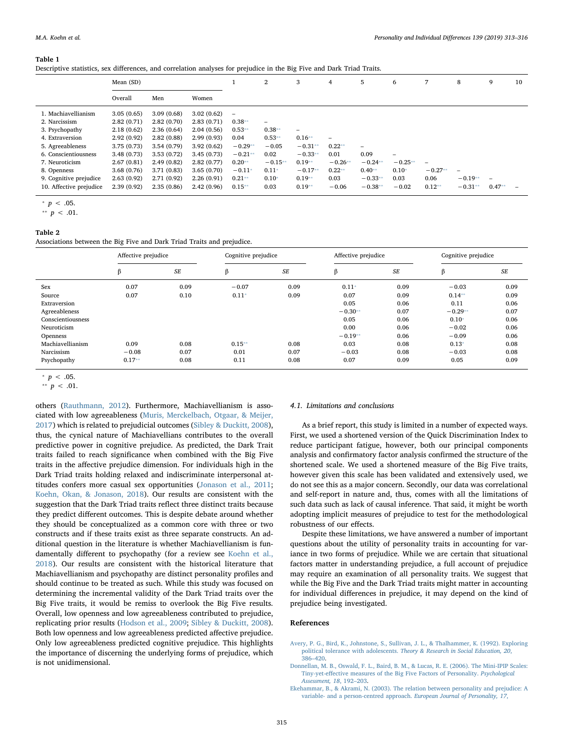**Table 1**
Descriptive statistics, sex differences, and correlation analyses for prejudice in the Big Five and Dark Triad Traits.

| | Mean (SD) | | | 1 | 2 | 3 | 4 | 5 | 6 | 7 | 8 | 9 | 10 |
|---|---|---|---|---|---|---|---|---|---|---|---|---|---|
| | Overall | Men | Women | | | | | | | | | | |
| 1. Machiavellianism | 3.05 (0.65) | 3.09 (0.68) | 3.02 (0.62) | – | | | | | | | | | |
| 2. Narcissism | 2.82 (0.71) | 2.82 (0.70) | 2.83 (0.71) | 0.38** | – | | | | | | | | |
| 3. Psychopathy | 2.18 (0.62) | 2.36 (0.64) | 2.04 (0.56) | 0.53** | 0.38** | – | | | | | | | |
| 4. Extraversion | 2.92 (0.92) | 2.82 (0.88) | 2.99 (0.93) | 0.04 | 0.53** | 0.16** | – | | | | | | |
| 5. Agreeableness | 3.75 (0.73) | 3.54 (0.79) | 3.92 (0.62) | −0.29** | −0.05 | −0.31** | 0.22** | – | | | | | |
| 6. Conscientiousness | 3.48 (0.73) | 3.53 (0.72) | 3.45 (0.73) | −0.21** | 0.02 | −0.33** | 0.01 | 0.09 | – | | | | |
| 7. Neuroticism | 2.67 (0.81) | 2.49 (0.82) | 2.82 (0.77) | 0.20** | −0.15** | 0.19** | −0.26** | −0.24** | −0.25** | – | | | |
| 8. Openness | 3.68 (0.76) | 3.71 (0.83) | 3.65 (0.70) | −0.11* | 0.11* | −0.17** | 0.22** | 0.40** | 0.10* | −0.27** | – | | |
| 9. Cognitive prejudice | 2.63 (0.92) | 2.71 (0.92) | 2.26 (0.91) | 0.21** | 0.10* | 0.19** | 0.03 | −0.33** | 0.03 | 0.06 | −0.19** | – | |
| 10. Affective prejudice | 2.39 (0.92) | 2.35 (0.86) | 2.42 (0.96) | 0.15** | 0.03 | 0.19** | −0.06 | −0.38** | −0.02 | 0.12** | −0.31** | 0.47** | – |

* $p < .05$.
** $p < .01$.

**Table 2**
Associations between the Big Five and Dark Triad Traits and prejudice.

| | Affective prejudice | | Cognitive prejudice | | Affective prejudice | | Cognitive prejudice | |
|---|---|---|---|---|---|---|---|---|
| | β | *SE* | β | *SE* | β | *SE* | β | *SE* |
| Sex | 0.07 | 0.09 | −0.07 | 0.09 | 0.11* | 0.09 | −0.03 | 0.09 |
| Source | 0.07 | 0.10 | 0.11* | 0.09 | 0.07 | 0.09 | 0.14** | 0.09 |
| Extraversion | | | | | 0.05 | 0.06 | 0.11 | 0.06 |
| Agreeableness | | | | | −0.30** | 0.07 | −0.29** | 0.07 |
| Conscientiousness | | | | | 0.05 | 0.06 | 0.10* | 0.06 |
| Neuroticism | | | | | 0.00 | 0.06 | −0.02 | 0.06 |
| Openness | | | | | −0.19** | 0.06 | −0.09 | 0.06 |
| Machiavellianism | 0.09 | 0.08 | 0.15** | 0.08 | 0.03 | 0.08 | 0.13* | 0.08 |
| Narcissism | −0.08 | 0.07 | 0.01 | 0.07 | −0.03 | 0.08 | −0.03 | 0.08 |
| Psychopathy | 0.17** | 0.08 | 0.11 | 0.08 | 0.07 | 0.09 | 0.05 | 0.09 |

* $p < .05$.
** $p < .01$.

others (Rauthmann, 2012). Furthermore, Machiavellianism is associated with low agreeableness (Muris, Merckelbach, Otgaar, & Meijer, 2017) which is related to prejudicial outcomes (Sibley & Duckitt, 2008), thus, the cynical nature of Machiavellians contributes to the overall predictive power in cognitive prejudice. As predicted, the Dark Trait traits failed to reach significance when combined with the Big Five traits in the affective prejudice dimension. For individuals high in the Dark Triad traits holding relaxed and indiscriminate interpersonal attitudes confers more casual sex opportunities (Jonason et al., 2011; Koehn, Okan, & Jonason, 2018). Our results are consistent with the suggestion that the Dark Triad traits reflect three distinct traits because they predict different outcomes. This is despite debate around whether they should be conceptualized as a common core with three or two constructs and if these traits exist as three separate constructs. An additional question in the literature is whether Machiavellianism is fundamentally different to psychopathy (for a review see Koehn et al., 2018). Our results are consistent with the historical literature that Machiavellianism and psychopathy are distinct personality profiles and should continue to be treated as such. While this study was focused on determining the incremental validity of the Dark Triad traits over the Big Five traits, it would be remiss to overlook the Big Five results. Overall, low openness and low agreeableness contributed to prejudice, replicating prior results (Hodson et al., 2009; Sibley & Duckitt, 2008). Both low openness and low agreeableness predicted affective prejudice. Only low agreeableness predicted cognitive prejudice. This highlights the importance of discerning the underlying forms of prejudice, which is not unidimensional.

### 4.1. Limitations and conclusions

As a brief report, this study is limited in a number of expected ways. First, we used a shortened version of the Quick Discrimination Index to reduce participant fatigue, however, both our principal components analysis and confirmatory factor analysis confirmed the structure of the shortened scale. We used a shortened measure of the Big Five traits, however given this scale has been validated and extensively used, we do not see this as a major concern. Secondly, our data was correlational and self-report in nature and, thus, comes with all the limitations of such data such as lack of causal inference. That said, it might be worth adopting implicit measures of prejudice to test for the methodological robustness of our effects.

Despite these limitations, we have answered a number of important questions about the utility of personality traits in accounting for variance in two forms of prejudice. While we are certain that situational factors matter in understanding prejudice, a full account of prejudice may require an examination of all personality traits. We suggest that while the Big Five and the Dark Triad traits might matter in accounting for individual differences in prejudice, it may depend on the kind of prejudice being investigated.

## References

Avery, P. G., Bird, K., Johnstone, S., Sullivan, J. L., & Thalhammer, K. (1992). Exploring political tolerance with adolescents. *Theory & Research in Social Education, 20*, 386–420.

Donnellan, M. B., Oswald, F. L., Baird, B. M., & Lucas, R. E. (2006). The Mini-IPIP Scales: Tiny-yet-effective measures of the Big Five Factors of Personality. *Psychological Assessment, 18*, 192–203.

Ekehammar, B., & Akrami, N. (2003). The relation between personality and prejudice: A variable- and a person-centred approach. *European Journal of Personality, 17*,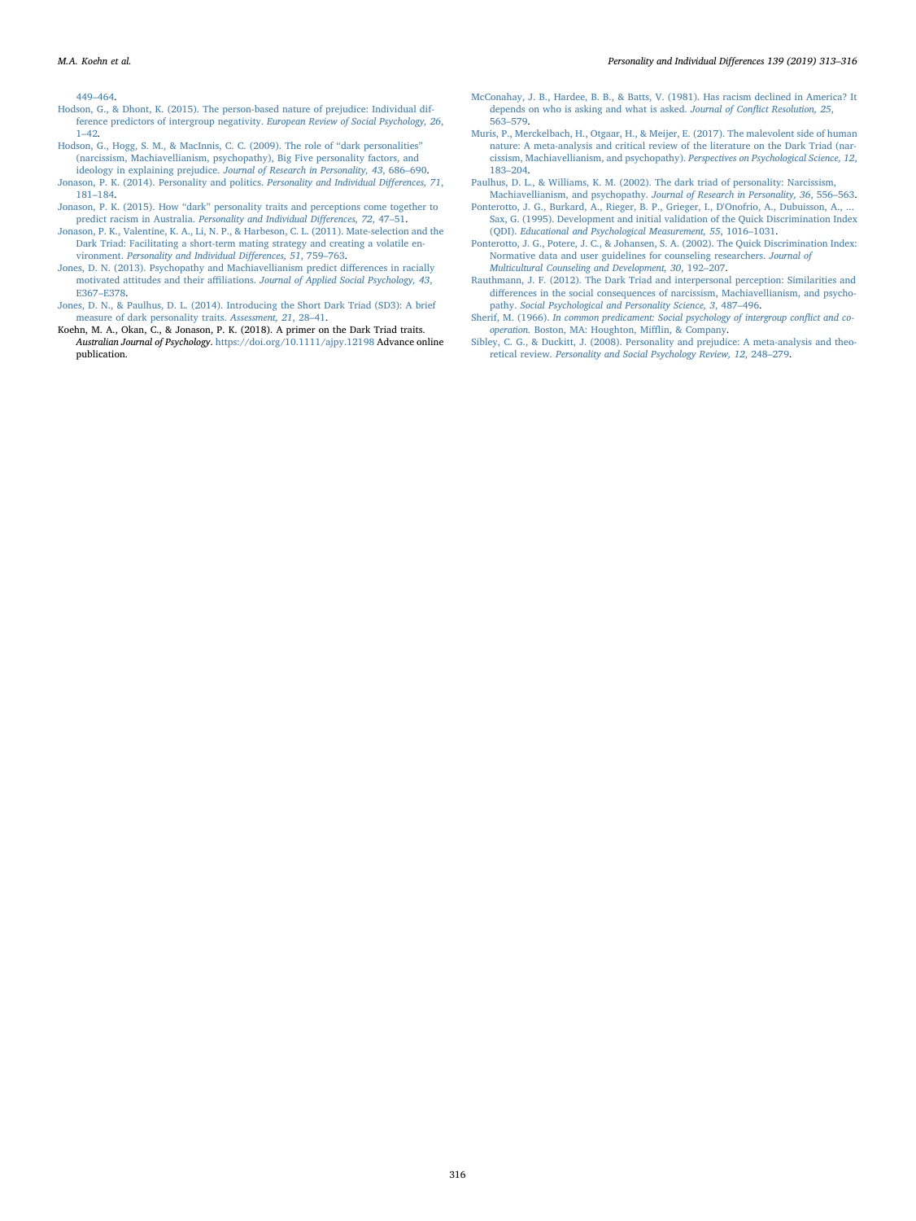449–464.

Hodson, G., & Dhont, K. (2015). The person-based nature of prejudice: Individual difference predictors of intergroup negativity. *European Review of Social Psychology, 26*, 1–42.

Hodson, G., Hogg, S. M., & MacInnis, C. C. (2009). The role of "dark personalities" (narcissism, Machiavellianism, psychopathy), Big Five personality factors, and ideology in explaining prejudice. *Journal of Research in Personality, 43*, 686–690.

Jonason, P. K. (2014). Personality and politics. *Personality and Individual Differences, 71*, 181–184.

Jonason, P. K. (2015). How "dark" personality traits and perceptions come together to predict racism in Australia. *Personality and Individual Differences, 72*, 47–51.

Jonason, P. K., Valentine, K. A., Li, N. P., & Harbeson, C. L. (2011). Mate-selection and the Dark Triad: Facilitating a short-term mating strategy and creating a volatile environment. *Personality and Individual Differences, 51*, 759–763.

Jones, D. N. (2013). Psychopathy and Machiavellianism predict differences in racially motivated attitudes and their affiliations. *Journal of Applied Social Psychology, 43*, E367–E378.

Jones, D. N., & Paulhus, D. L. (2014). Introducing the Short Dark Triad (SD3): A brief measure of dark personality traits. *Assessment, 21*, 28–41.

Koehn, M. A., Okan, C., & Jonason, P. K. (2018). A primer on the Dark Triad traits. *Australian Journal of Psychology*. https://doi.org/10.1111/ajpy.12198 Advance online publication.

McConahay, J. B., Hardee, B. B., & Batts, V. (1981). Has racism declined in America? It depends on who is asking and what is asked. *Journal of Conflict Resolution, 25*, 563–579.

Muris, P., Merckelbach, H., Otgaar, H., & Meijer, E. (2017). The malevolent side of human nature: A meta-analysis and critical review of the literature on the Dark Triad (narcissism, Machiavellianism, and psychopathy). *Perspectives on Psychological Science, 12*, 183–204.

Paulhus, D. L., & Williams, K. M. (2002). The dark triad of personality: Narcissism, Machiavellianism, and psychopathy. *Journal of Research in Personality, 36*, 556–563.

Ponterotto, J. G., Burkard, A., Rieger, B. P., Grieger, I., D'Onofrio, A., Dubuisson, A., ... Sax, G. (1995). Development and initial validation of the Quick Discrimination Index (QDI). *Educational and Psychological Measurement, 55*, 1016–1031.

Ponterotto, J. G., Potere, J. C., & Johansen, S. A. (2002). The Quick Discrimination Index: Normative data and user guidelines for counseling researchers. *Journal of Multicultural Counseling and Development, 30*, 192–207.

Rauthmann, J. F. (2012). The Dark Triad and interpersonal perception: Similarities and differences in the social consequences of narcissism, Machiavellianism, and psychopathy. *Social Psychological and Personality Science, 3*, 487–496.

Sherif, M. (1966). *In common predicament: Social psychology of intergroup conflict and cooperation.* Boston, MA: Houghton, Mifflin, & Company.

Sibley, C. G., & Duckitt, J. (2008). Personality and prejudice: A meta-analysis and theoretical review. *Personality and Social Psychology Review, 12*, 248–279.